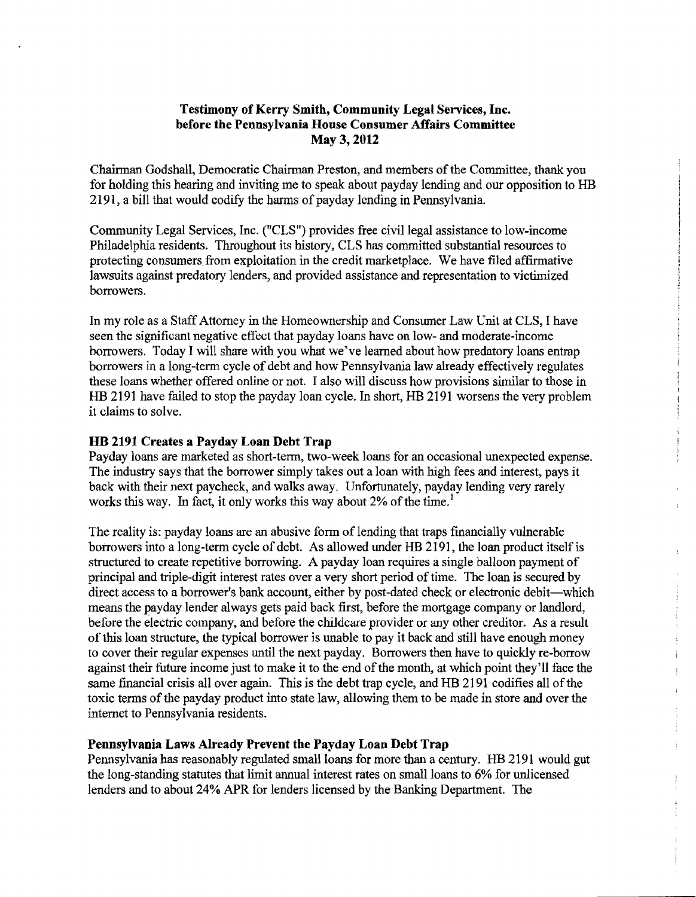**Testimony of Kerry Smith, Community Legal Services, Inc. before the Pennsylvania House Consumer Affairs Committee May 3, 2012**

Chairman Godshall, Democratic Chairman Preston, and members of the Committee, thank you for holding this hearing and inviting me to speak about payday lending and our opposition to HB 2191, a bill that would codify the harms of payday lending in Pennsylvania.

Community Legal Services, Inc. ("CLS") provides free civil legal assistance to low-income Philadelphia residents. Throughout its history, CLS has committed substantial resources to protecting consumers from exploitation in the credit marketplace. We have filed affirmative lawsuits against predatory lenders, and provided assistance and representation to victimized borrowers.

In my role as a Staff Attorney in the Homeownership and Consumer Law Unit at CLS, I have seen the significant negative effect that payday loans have on low- and moderate-income borrowers. Today I will share with you what we've learned about how predatory loans entrap borrowers in a long-term cycle of debt and how Pennsylvania law already effectively regulates these loans whether offered online or not. I also will discuss how provisions similar to those in HB 2191 have failed to stop the payday loan cycle. In short, HB 2191 worsens the very problem it claims to solve.

**HB 2191 Creates a Payday Loan Debt Trap**

Payday loans are marketed as short-term, two-week loans for an occasional unexpected expense. The industry says that the borrower simply takes out a loan with high fees and interest, pays it back with their next paycheck, and walks away. Unfortunately, payday lending very rarely works this way. In fact, it only works this way about 2% of the time.[1]

The reality is: payday loans are an abusive form of lending that traps financially vulnerable borrowers into a long-term cycle of debt. As allowed under HB 2191, the loan product itself is structured to create repetitive borrowing. A payday loan requires a single balloon payment of principal and triple-digit interest rates over a very short period of time. The loan is secured by direct access to a borrower's bank account, either by post-dated check or electronic debit—which means the payday lender always gets paid back first, before the mortgage company or landlord, before the electric company, and before the childcare provider or any other creditor. As a result of this loan structure, the typical borrower is unable to pay it back and still have enough money to cover their regular expenses until the next payday. Borrowers then have to quickly re-borrow against their future income just to make it to the end of the month, at which point they'll face the same financial crisis all over again. This is the debt trap cycle, and HB 2191 codifies all of the toxic terms of the payday product into state law, allowing them to be made in store and over the internet to Pennsylvania residents.

**Pennsylvania Laws Already Prevent the Payday Loan Debt Trap**

Pennsylvania has reasonably regulated small loans for more than a century. HB 2191 would gut the long-standing statutes that limit annual interest rates on small loans to 6% for unlicensed lenders and to about 24% APR for lenders licensed by the Banking Department. The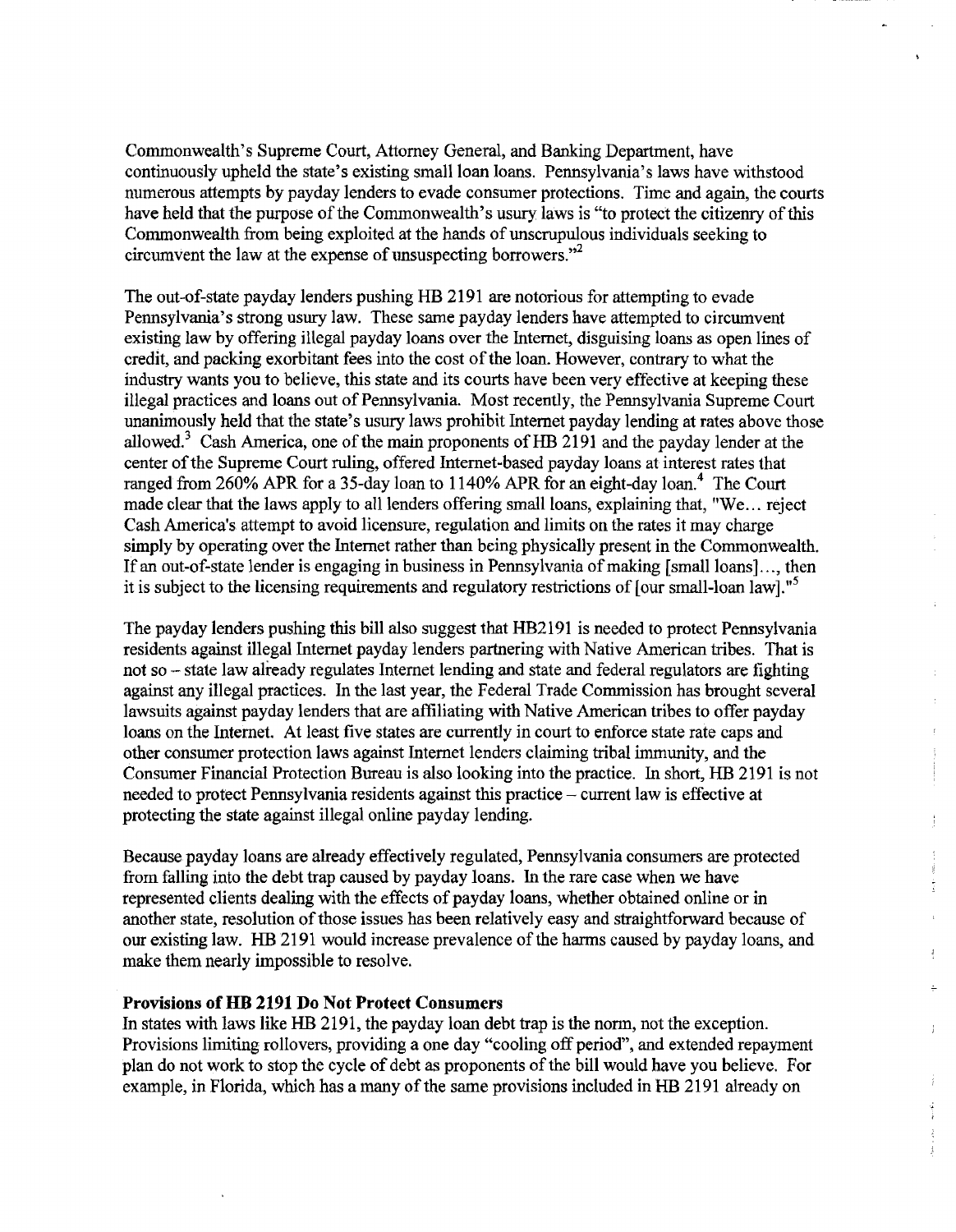Commonwealth's Supreme Court, Attorney General, and Banking Department, have continuously upheld the state's existing small loan loans. Pennsylvania's laws have withstood numerous attempts by payday lenders to evade consumer protections. Time and again, the courts have held that the purpose of the Commonwealth's usury laws is "to protect the citizenry of this Commonwealth from being exploited at the hands of unscrupulous individuals seeking to circumvent the law at the expense of unsuspecting borrowers."[2]

The out-of-state payday lenders pushing HB 2191 are notorious for attempting to evade Pennsylvania's strong usury law. These same payday lenders have attempted to circumvent existing law by offering illegal payday loans over the Internet, disguising loans as open lines of credit, and packing exorbitant fees into the cost of the loan. However, contrary to what the industry wants you to believe, this state and its courts have been very effective at keeping these illegal practices and loans out of Pennsylvania. Most recently, the Pennsylvania Supreme Court unanimously held that the state's usury laws prohibit Internet payday lending at rates above those allowed.[3] Cash America, one of the main proponents of HB 2191 and the payday lender at the center of the Supreme Court ruling, offered Internet-based payday loans at interest rates that ranged from 260% APR for a 35-day loan to 1140% APR for an eight-day loan.[4] The Court made clear that the laws apply to all lenders offering small loans, explaining that, "We… reject Cash America's attempt to avoid licensure, regulation and limits on the rates it may charge simply by operating over the Internet rather than being physically present in the Commonwealth. If an out-of-state lender is engaging in business in Pennsylvania of making [small loans]…, then it is subject to the licensing requirements and regulatory restrictions of [our small-loan law]."[5]

The payday lenders pushing this bill also suggest that HB2191 is needed to protect Pennsylvania residents against illegal Internet payday lenders partnering with Native American tribes. That is not so – state law already regulates Internet lending and state and federal regulators are fighting against any illegal practices. In the last year, the Federal Trade Commission has brought several lawsuits against payday lenders that are affiliating with Native American tribes to offer payday loans on the Internet. At least five states are currently in court to enforce state rate caps and other consumer protection laws against Internet lenders claiming tribal immunity, and the Consumer Financial Protection Bureau is also looking into the practice. In short, HB 2191 is not needed to protect Pennsylvania residents against this practice – current law is effective at protecting the state against illegal online payday lending.

Because payday loans are already effectively regulated, Pennsylvania consumers are protected from falling into the debt trap caused by payday loans. In the rare case when we have represented clients dealing with the effects of payday loans, whether obtained online or in another state, resolution of those issues has been relatively easy and straightforward because of our existing law. HB 2191 would increase prevalence of the harms caused by payday loans, and make them nearly impossible to resolve.

**Provisions of HB 2191 Do Not Protect Consumers**

In states with laws like HB 2191, the payday loan debt trap is the norm, not the exception. Provisions limiting rollovers, providing a one day "cooling off period", and extended repayment plan do not work to stop the cycle of debt as proponents of the bill would have you believe. For example, in Florida, which has a many of the same provisions included in HB 2191 already on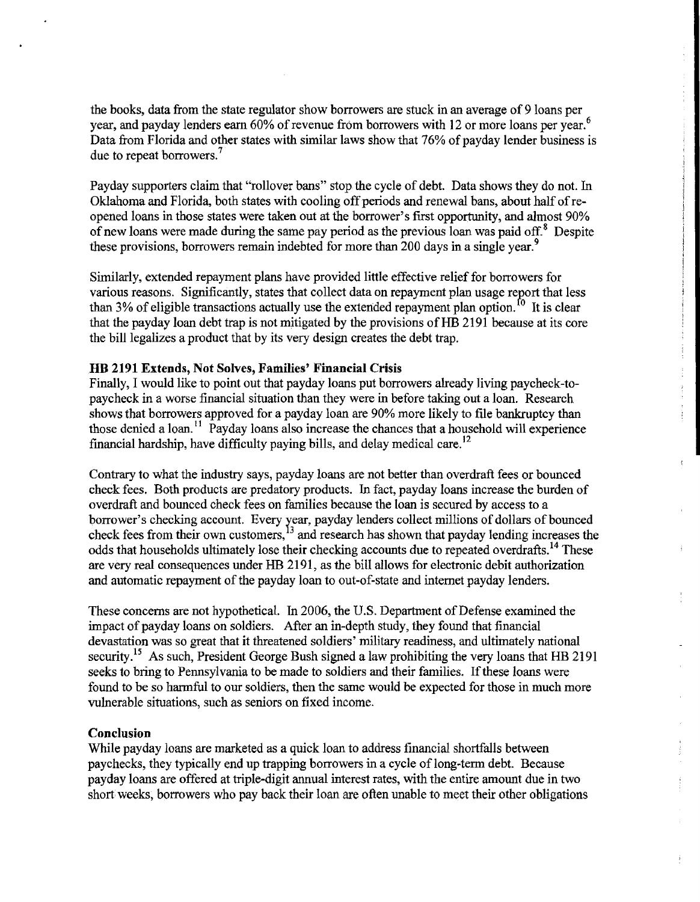the books, data from the state regulator show borrowers are stuck in an average of 9 loans per year, and payday lenders earn 60% of revenue from borrowers with 12 or more loans per year.[6] Data from Florida and other states with similar laws show that 76% of payday lender business is due to repeat borrowers.[7]

Payday supporters claim that "rollover bans" stop the cycle of debt. Data shows they do not. In Oklahoma and Florida, both states with cooling off periods and renewal bans, about half of re-opened loans in those states were taken out at the borrower's first opportunity, and almost 90% of new loans were made during the same pay period as the previous loan was paid off.[8] Despite these provisions, borrowers remain indebted for more than 200 days in a single year.[9]

Similarly, extended repayment plans have provided little effective relief for borrowers for various reasons. Significantly, states that collect data on repayment plan usage report that less than 3% of eligible transactions actually use the extended repayment plan option.[10] It is clear that the payday loan debt trap is not mitigated by the provisions of HB 2191 because at its core the bill legalizes a product that by its very design creates the debt trap.

**HB 2191 Extends, Not Solves, Families' Financial Crisis**

Finally, I would like to point out that payday loans put borrowers already living paycheck-to-paycheck in a worse financial situation than they were in before taking out a loan. Research shows that borrowers approved for a payday loan are 90% more likely to file bankruptcy than those denied a loan.[11] Payday loans also increase the chances that a household will experience financial hardship, have difficulty paying bills, and delay medical care.[12]

Contrary to what the industry says, payday loans are not better than overdraft fees or bounced check fees. Both products are predatory products. In fact, payday loans increase the burden of overdraft and bounced check fees on families because the loan is secured by access to a borrower's checking account. Every year, payday lenders collect millions of dollars of bounced check fees from their own customers,[13] and research has shown that payday lending increases the odds that households ultimately lose their checking accounts due to repeated overdrafts.[14] These are very real consequences under HB 2191, as the bill allows for electronic debit authorization and automatic repayment of the payday loan to out-of-state and internet payday lenders.

These concerns are not hypothetical. In 2006, the U.S. Department of Defense examined the impact of payday loans on soldiers. After an in-depth study, they found that financial devastation was so great that it threatened soldiers' military readiness, and ultimately national security.[15] As such, President George Bush signed a law prohibiting the very loans that HB 2191 seeks to bring to Pennsylvania to be made to soldiers and their families. If these loans were found to be so harmful to our soldiers, then the same would be expected for those in much more vulnerable situations, such as seniors on fixed income.

**Conclusion**

While payday loans are marketed as a quick loan to address financial shortfalls between paychecks, they typically end up trapping borrowers in a cycle of long-term debt. Because payday loans are offered at triple-digit annual interest rates, with the entire amount due in two short weeks, borrowers who pay back their loan are often unable to meet their other obligations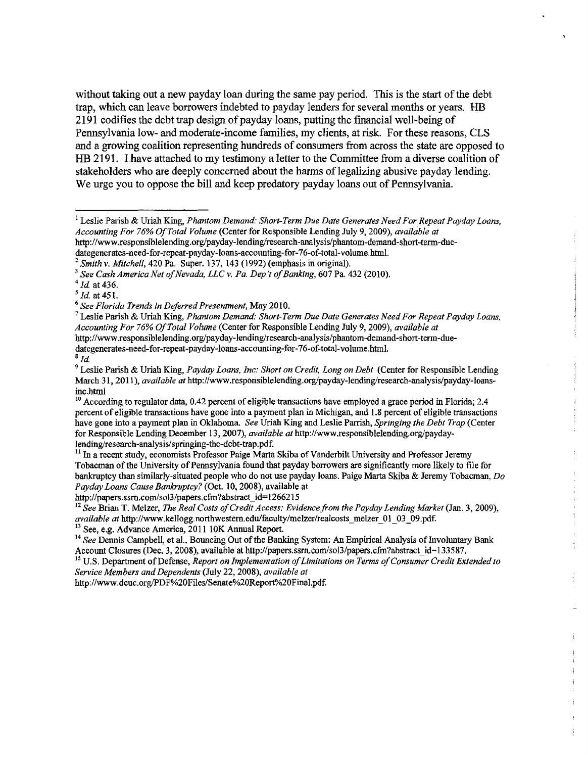without taking out a new payday loan during the same pay period. This is the start of the debt trap, which can leave borrowers indebted to payday lenders for several months or years. HB 2191 codifies the debt trap design of payday loans, putting the financial well-being of Pennsylvania low- and moderate-income families, my clients, at risk. For these reasons, CLS and a growing coalition representing hundreds of consumers from across the state are opposed to HB 2191. I have attached to my testimony a letter to the Committee from a diverse coalition of stakeholders who are deeply concerned about the harms of legalizing abusive payday lending. We urge you to oppose the bill and keep predatory payday loans out of Pennsylvania.

---

[1] Leslie Parish & Uriah King, *Phantom Demand: Short-Term Due Date Generates Need For Repeat Payday Loans, Accounting For 76% Of Total Volume* (Center for Responsible Lending July 9, 2009), *available at* http://www.responsiblelending.org/payday-lending/research-analysis/phantom-demand-short-term-due-dategenerates-need-for-repeat-payday-loans-accounting-for-76-of-total-volume.html.

[2] *Smith v. Mitchell*, 420 Pa. Super. 137, 143 (1992) (emphasis in original).

[3] *See Cash America Net of Nevada, LLC v. Pa. Dep't of Banking*, 607 Pa. 432 (2010).

[4] *Id.* at 436.

[5] *Id.* at 451.

[6] *See Florida Trends in Deferred Presentment*, May 2010.

[7] Leslie Parish & Uriah King, *Phantom Demand: Short-Term Due Date Generates Need For Repeat Payday Loans, Accounting For 76% Of Total Volume* (Center for Responsible Lending July 9, 2009), *available at* http://www.responsiblelending.org/payday-lending/research-analysis/phantom-demand-short-term-due-dategenerates-need-for-repeat-payday-loans-accounting-for-76-of-total-volume.html.

[8] *Id.*

[9] Leslie Parish & Uriah King, *Payday Loans, Inc: Short on Credit, Long on Debt* (Center for Responsible Lending March 31, 2011), *available at* http://www.responsiblelending.org/payday-lending/research-analysis/payday-loans-inc.html

[10] According to regulator data, 0.42 percent of eligible transactions have employed a grace period in Florida; 2.4 percent of eligible transactions have gone into a payment plan in Michigan, and 1.8 percent of eligible transactions have gone into a payment plan in Oklahoma. *See* Uriah King and Leslie Parrish, *Springing the Debt Trap* (Center for Responsible Lending December 13, 2007), *available at* http://www.responsiblelending.org/payday-lending/research-analysis/springing-the-debt-trap.pdf.

[11] In a recent study, economists Professor Paige Marta Skiba of Vanderbilt University and Professor Jeremy Tobacman of the University of Pennsylvania found that payday borrowers are significantly more likely to file for bankruptcy than similarly-situated people who do not use payday loans. Paige Marta Skiba & Jeremy Tobacman, *Do Payday Loans Cause Bankruptcy?* (Oct. 10, 2008), available at http://papers.ssrn.com/sol3/papers.cfm?abstract_id=1266215

[12] *See* Brian T. Melzer, *The Real Costs of Credit Access: Evidence from the Payday Lending Market* (Jan. 3, 2009), *available at* http://www.kellogg.northwestern.edu/faculty/melzer/realcosts_melzer_01_03_09.pdf.

[13] See, e.g. Advance America, 2011 10K Annual Report.

[14] *See* Dennis Campbell, et al., Bouncing Out of the Banking System: An Empirical Analysis of Involuntary Bank Account Closures (Dec. 3, 2008), available at http://papers.ssrn.com/sol3/papers.cfm?abstract_id=133587.

[15] U.S. Department of Defense, *Report on Implementation of Limitations on Terms of Consumer Credit Extended to Service Members and Dependents* (July 22, 2008), *available at* http://www.dcuc.org/PDF%20Files/Senate%20Report%20Final.pdf.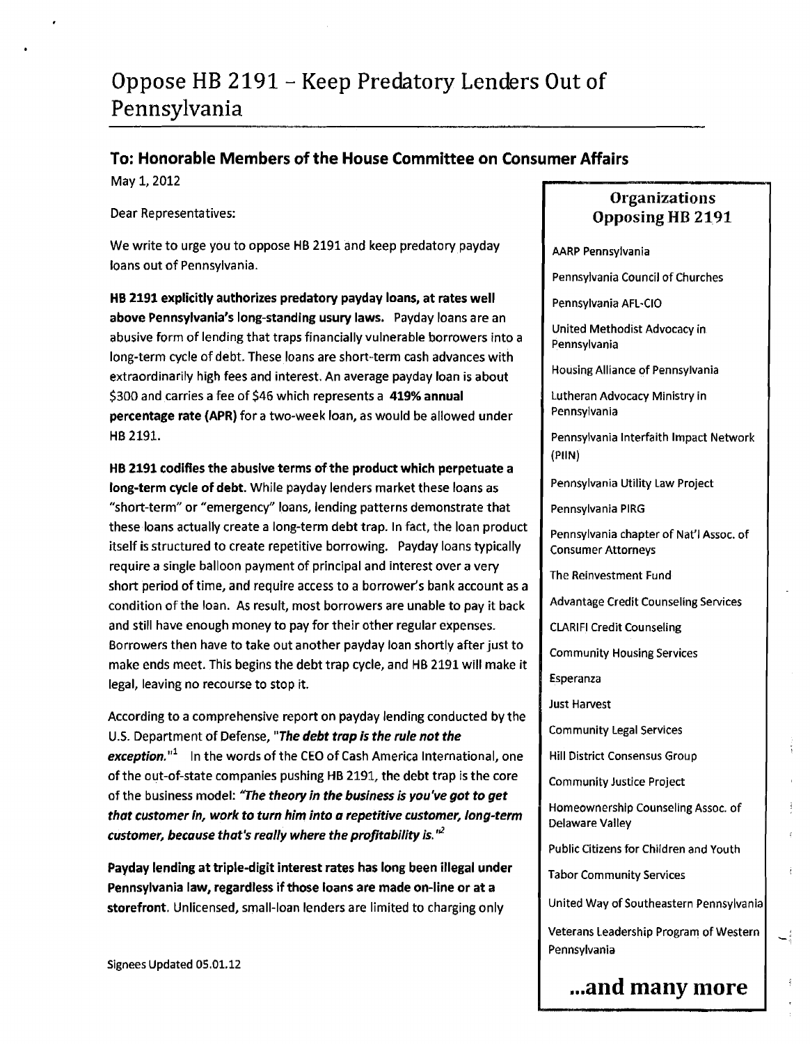# Oppose HB 2191 – Keep Predatory Lenders Out of Pennsylvania

## To: Honorable Members of the House Committee on Consumer Affairs

May 1, 2012

Dear Representatives:

We write to urge you to oppose HB 2191 and keep predatory payday loans out of Pennsylvania.

**HB 2191 explicitly authorizes predatory payday loans, at rates well above Pennsylvania's long-standing usury laws.** Payday loans are an abusive form of lending that traps financially vulnerable borrowers into a long-term cycle of debt. These loans are short-term cash advances with extraordinarily high fees and interest. An average payday loan is about $300 and carries a fee of $46 which represents a **419% annual percentage rate (APR)** for a two-week loan, as would be allowed under HB 2191.

**HB 2191 codifies the abusive terms of the product which perpetuate a long-term cycle of debt.** While payday lenders market these loans as "short-term" or "emergency" loans, lending patterns demonstrate that these loans actually create a long-term debt trap. In fact, the loan product itself is structured to create repetitive borrowing. Payday loans typically require a single balloon payment of principal and interest over a very short period of time, and require access to a borrower's bank account as a condition of the loan. As result, most borrowers are unable to pay it back and still have enough money to pay for their other regular expenses. Borrowers then have to take out another payday loan shortly after just to make ends meet. This begins the debt trap cycle, and HB 2191 will make it legal, leaving no recourse to stop it.

According to a comprehensive report on payday lending conducted by the U.S. Department of Defense, "***The debt trap is the rule not the exception.***"[1] In the words of the CEO of Cash America International, one of the out-of-state companies pushing HB 2191, the debt trap is the core of the business model: ***"The theory in the business is you've got to get that customer in, work to turn him into a repetitive customer, long-term customer, because that's really where the profitability is."***[2]

**Payday lending at triple-digit interest rates has long been illegal under Pennsylvania law, regardless if those loans are made on-line or at a storefront.** Unlicensed, small-loan lenders are limited to charging only

Signees Updated 05.01.12

### Organizations Opposing HB 2191

- AARP Pennsylvania
- Pennsylvania Council of Churches
- Pennsylvania AFL-CIO
- United Methodist Advocacy in Pennsylvania
- Housing Alliance of Pennsylvania
- Lutheran Advocacy Ministry in Pennsylvania
- Pennsylvania Interfaith Impact Network (PIIN)
- Pennsylvania Utility Law Project
- Pennsylvania PIRG
- Pennsylvania chapter of Nat'l Assoc. of Consumer Attorneys
- The Reinvestment Fund
- Advantage Credit Counseling Services
- CLARIFI Credit Counseling
- Community Housing Services
- Esperanza
- Just Harvest
- Community Legal Services
- Hill District Consensus Group
- Community Justice Project
- Homeownership Counseling Assoc. of Delaware Valley
- Public Citizens for Children and Youth
- Tabor Community Services
- United Way of Southeastern Pennsylvania
- Veterans Leadership Program of Western Pennsylvania

**...and many more**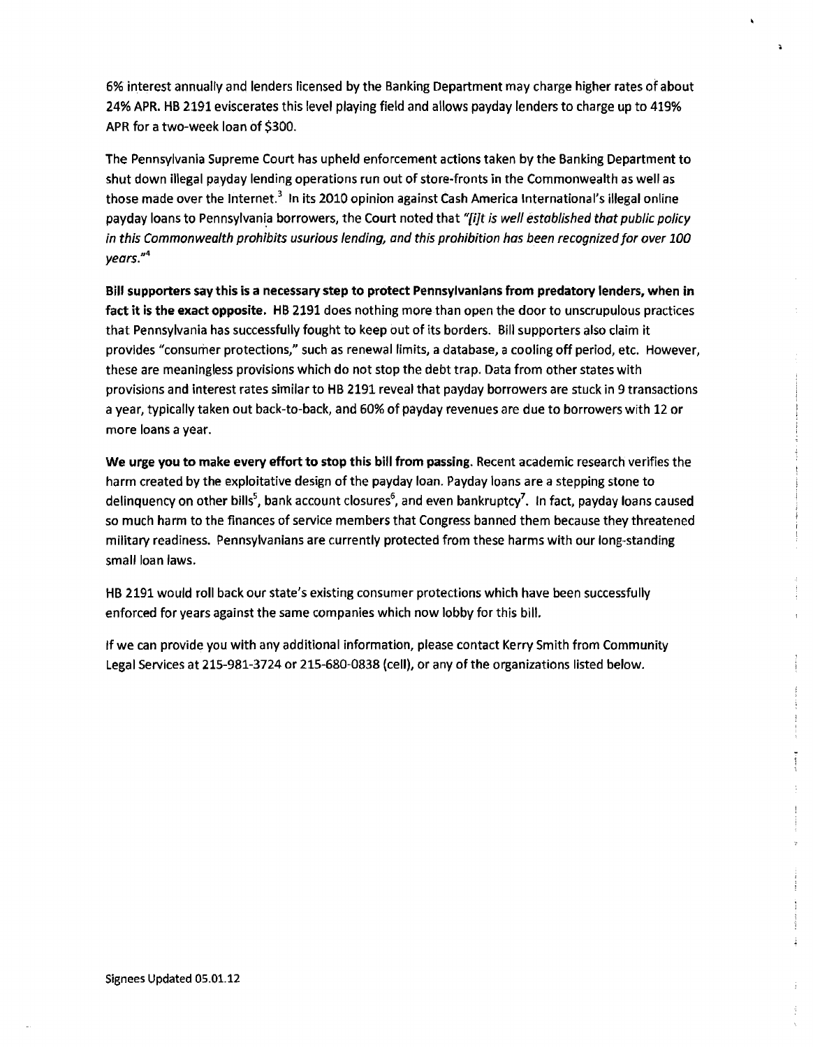6% interest annually and lenders licensed by the Banking Department may charge higher rates of about 24% APR. HB 2191 eviscerates this level playing field and allows payday lenders to charge up to 419% APR for a two-week loan of $300.

The Pennsylvania Supreme Court has upheld enforcement actions taken by the Banking Department to shut down illegal payday lending operations run out of store-fronts in the Commonwealth as well as those made over the Internet.[3] In its 2010 opinion against Cash America International's illegal online payday loans to Pennsylvania borrowers, the Court noted that *"[i]t is well established that public policy in this Commonwealth prohibits usurious lending, and this prohibition has been recognized for over 100 years."*[4]

**Bill supporters say this is a necessary step to protect Pennsylvanians from predatory lenders, when in fact it is the exact opposite.** HB 2191 does nothing more than open the door to unscrupulous practices that Pennsylvania has successfully fought to keep out of its borders. Bill supporters also claim it provides "consumer protections," such as renewal limits, a database, a cooling off period, etc. However, these are meaningless provisions which do not stop the debt trap. Data from other states with provisions and interest rates similar to HB 2191 reveal that payday borrowers are stuck in 9 transactions a year, typically taken out back-to-back, and 60% of payday revenues are due to borrowers with 12 or more loans a year.

**We urge you to make every effort to stop this bill from passing.** Recent academic research verifies the harm created by the exploitative design of the payday loan. Payday loans are a stepping stone to delinquency on other bills[5], bank account closures[6], and even bankruptcy[7]. In fact, payday loans caused so much harm to the finances of service members that Congress banned them because they threatened military readiness. Pennsylvanians are currently protected from these harms with our long-standing small loan laws.

HB 2191 would roll back our state's existing consumer protections which have been successfully enforced for years against the same companies which now lobby for this bill.

If we can provide you with any additional information, please contact Kerry Smith from Community Legal Services at 215-981-3724 or 215-680-0838 (cell), or any of the organizations listed below.

Signees Updated 05.01.12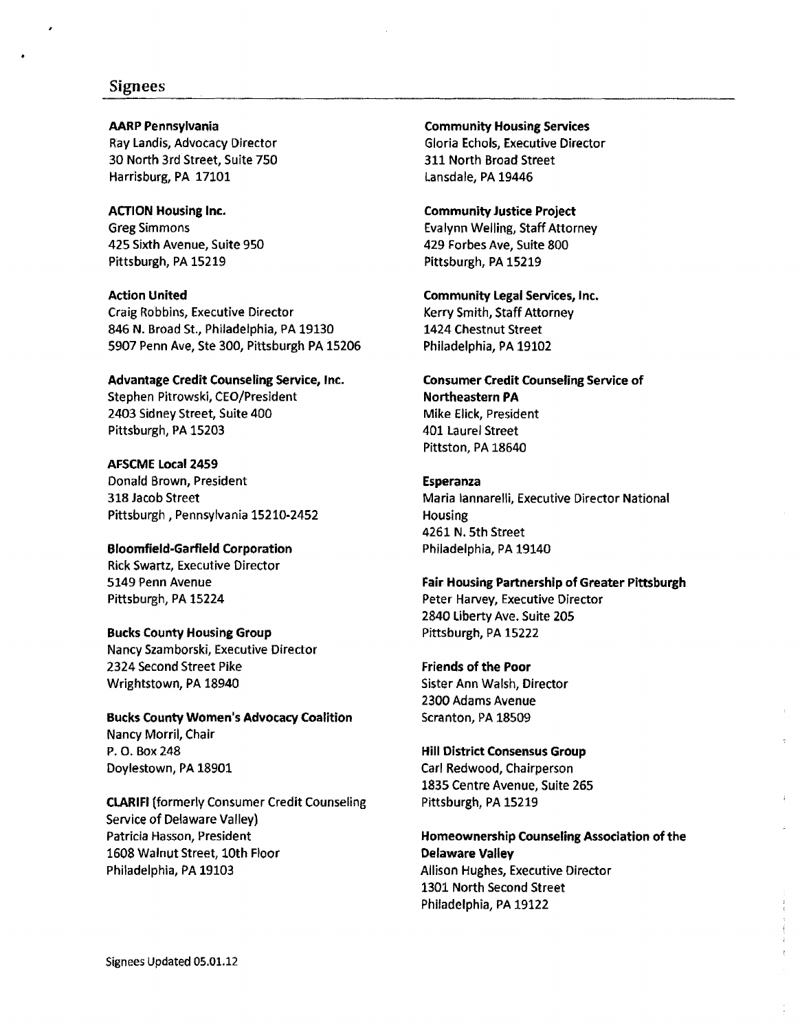## Signees

**AARP Pennsylvania**
Ray Landis, Advocacy Director
30 North 3rd Street, Suite 750
Harrisburg, PA 17101

**ACTION Housing Inc.**
Greg Simmons
425 Sixth Avenue, Suite 950
Pittsburgh, PA 15219

**Action United**
Craig Robbins, Executive Director
846 N. Broad St., Philadelphia, PA 19130
5907 Penn Ave, Ste 300, Pittsburgh PA 15206

**Advantage Credit Counseling Service, Inc.**
Stephen Pitrowski, CEO/President
2403 Sidney Street, Suite 400
Pittsburgh, PA 15203

**AFSCME Local 2459**
Donald Brown, President
318 Jacob Street
Pittsburgh , Pennsylvania 15210-2452

**Bloomfield-Garfield Corporation**
Rick Swartz, Executive Director
5149 Penn Avenue
Pittsburgh, PA 15224

**Bucks County Housing Group**
Nancy Szamborski, Executive Director
2324 Second Street Pike
Wrightstown, PA 18940

**Bucks County Women's Advocacy Coalition**
Nancy Morril, Chair
P. O. Box 248
Doylestown, PA 18901

**CLARIFI** (formerly Consumer Credit Counseling Service of Delaware Valley)
Patricia Hasson, President
1608 Walnut Street, 10th Floor
Philadelphia, PA 19103

**Community Housing Services**
Gloria Echols, Executive Director
311 North Broad Street
Lansdale, PA 19446

**Community Justice Project**
Evalynn Welling, Staff Attorney
429 Forbes Ave, Suite 800
Pittsburgh, PA 15219

**Community Legal Services, Inc.**
Kerry Smith, Staff Attorney
1424 Chestnut Street
Philadelphia, PA 19102

**Consumer Credit Counseling Service of Northeastern PA**
Mike Elick, President
401 Laurel Street
Pittston, PA 18640

**Esperanza**
Maria Iannarelli, Executive Director National Housing
4261 N. 5th Street
Philadelphia, PA 19140

**Fair Housing Partnership of Greater Pittsburgh**
Peter Harvey, Executive Director
2840 Liberty Ave. Suite 205
Pittsburgh, PA 15222

**Friends of the Poor**
Sister Ann Walsh, Director
2300 Adams Avenue
Scranton, PA 18509

**Hill District Consensus Group**
Carl Redwood, Chairperson
1835 Centre Avenue, Suite 265
Pittsburgh, PA 15219

**Homeownership Counseling Association of the Delaware Valley**
Allison Hughes, Executive Director
1301 North Second Street
Philadelphia, PA 19122

Signees Updated 05.01.12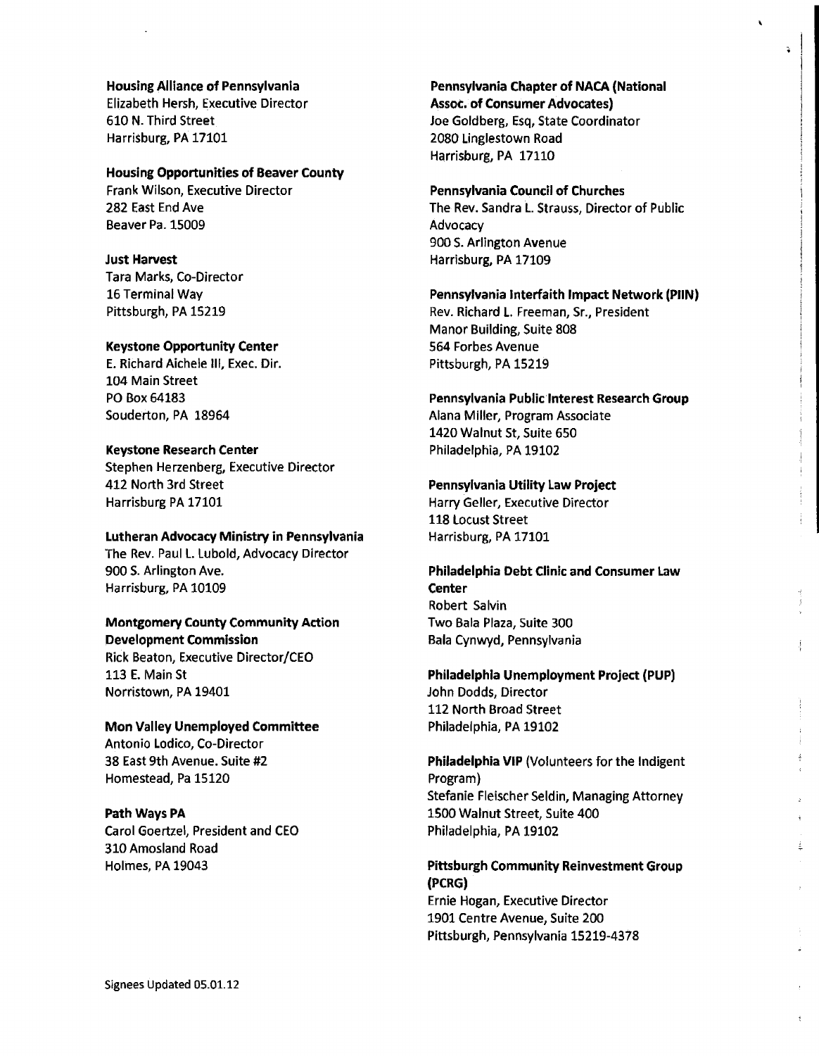**Housing Alliance of Pennsylvania**
Elizabeth Hersh, Executive Director
610 N. Third Street
Harrisburg, PA 17101

**Housing Opportunities of Beaver County**
Frank Wilson, Executive Director
282 East End Ave
Beaver Pa. 15009

**Just Harvest**
Tara Marks, Co-Director
16 Terminal Way
Pittsburgh, PA 15219

**Keystone Opportunity Center**
E. Richard Aichele III, Exec. Dir.
104 Main Street
PO Box 64183
Souderton, PA 18964

**Keystone Research Center**
Stephen Herzenberg, Executive Director
412 North 3rd Street
Harrisburg PA 17101

**Lutheran Advocacy Ministry in Pennsylvania**
The Rev. Paul L. Lubold, Advocacy Director
900 S. Arlington Ave.
Harrisburg, PA 10109

**Montgomery County Community Action Development Commission**
Rick Beaton, Executive Director/CEO
113 E. Main St
Norristown, PA 19401

**Mon Valley Unemployed Committee**
Antonio Lodico, Co-Director
38 East 9th Avenue. Suite #2
Homestead, Pa 15120

**Path Ways PA**
Carol Goertzel, President and CEO
310 Amosland Road
Holmes, PA 19043

**Pennsylvania Chapter of NACA (National Assoc. of Consumer Advocates)**
Joe Goldberg, Esq, State Coordinator
2080 Linglestown Road
Harrisburg, PA 17110

**Pennsylvania Council of Churches**
The Rev. Sandra L. Strauss, Director of Public Advocacy
900 S. Arlington Avenue
Harrisburg, PA 17109

**Pennsylvania Interfaith Impact Network (PIIN)**
Rev. Richard L. Freeman, Sr., President
Manor Building, Suite 808
564 Forbes Avenue
Pittsburgh, PA 15219

**Pennsylvania Public Interest Research Group**
Alana Miller, Program Associate
1420 Walnut St, Suite 650
Philadelphia, PA 19102

**Pennsylvania Utility Law Project**
Harry Geller, Executive Director
118 Locust Street
Harrisburg, PA 17101

**Philadelphia Debt Clinic and Consumer Law Center**
Robert Salvin
Two Bala Plaza, Suite 300
Bala Cynwyd, Pennsylvania

**Philadelphia Unemployment Project (PUP)**
John Dodds, Director
112 North Broad Street
Philadelphia, PA 19102

**Philadelphia VIP** (Volunteers for the Indigent Program)
Stefanie Fleischer Seldin, Managing Attorney
1500 Walnut Street, Suite 400
Philadelphia, PA 19102

**Pittsburgh Community Reinvestment Group (PCRG)**
Ernie Hogan, Executive Director
1901 Centre Avenue, Suite 200
Pittsburgh, Pennsylvania 15219-4378

Signees Updated 05.01.12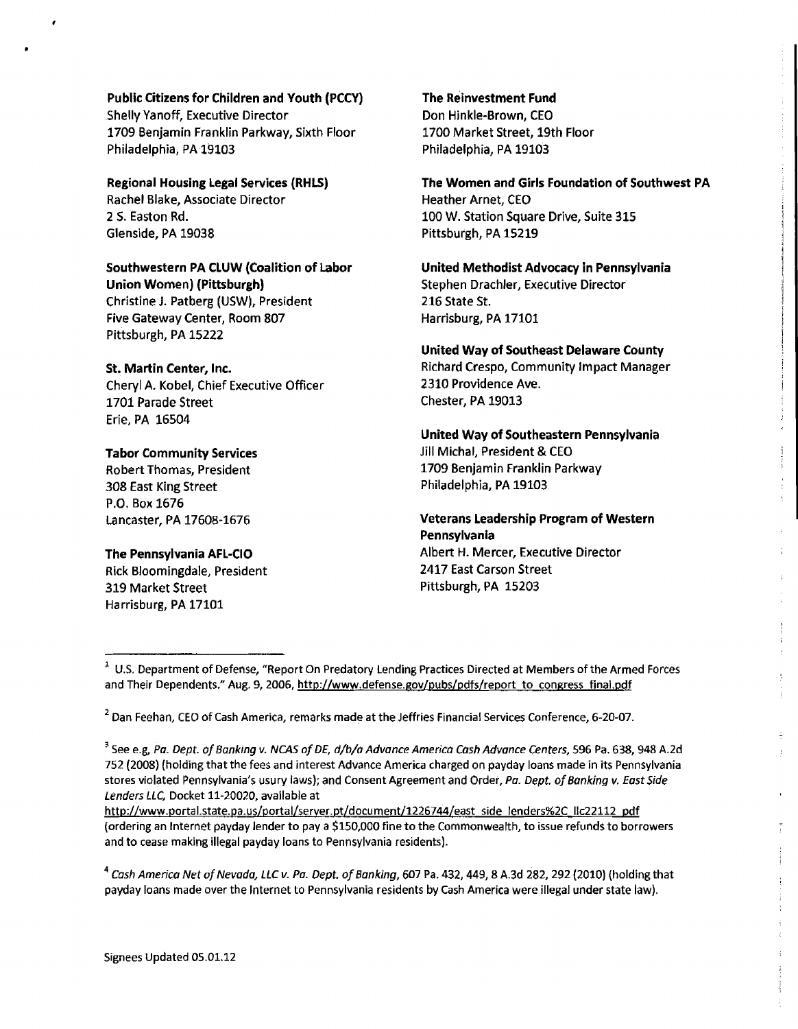**Public Citizens for Children and Youth (PCCY)**
Shelly Yanoff, Executive Director
1709 Benjamin Franklin Parkway, Sixth Floor
Philadelphia, PA 19103

**Regional Housing Legal Services (RHLS)**
Rachel Blake, Associate Director
2 S. Easton Rd.
Glenside, PA 19038

**Southwestern PA CLUW (Coalition of Labor Union Women) (Pittsburgh)**
Christine J. Patberg (USW), President
Five Gateway Center, Room 807
Pittsburgh, PA 15222

**St. Martin Center, Inc.**
Cheryl A. Kobel, Chief Executive Officer
1701 Parade Street
Erie, PA 16504

**Tabor Community Services**
Robert Thomas, President
308 East King Street
P.O. Box 1676
Lancaster, PA 17608-1676

**The Pennsylvania AFL-CIO**
Rick Bloomingdale, President
319 Market Street
Harrisburg, PA 17101

**The Reinvestment Fund**
Don Hinkle-Brown, CEO
1700 Market Street, 19th Floor
Philadelphia, PA 19103

**The Women and Girls Foundation of Southwest PA**
Heather Arnet, CEO
100 W. Station Square Drive, Suite 315
Pittsburgh, PA 15219

**United Methodist Advocacy in Pennsylvania**
Stephen Drachler, Executive Director
216 State St.
Harrisburg, PA 17101

**United Way of Southeast Delaware County**
Richard Crespo, Community Impact Manager
2310 Providence Ave.
Chester, PA 19013

**United Way of Southeastern Pennsylvania**
Jill Michal, President & CEO
1709 Benjamin Franklin Parkway
Philadelphia, PA 19103

**Veterans Leadership Program of Western Pennsylvania**
Albert H. Mercer, Executive Director
2417 East Carson Street
Pittsburgh, PA 15203

---

[1] U.S. Department of Defense, "Report On Predatory Lending Practices Directed at Members of the Armed Forces and Their Dependents." Aug. 9, 2006, http://www.defense.gov/pubs/pdfs/report_to_congress_final.pdf

[2] Dan Feehan, CEO of Cash America, remarks made at the Jeffries Financial Services Conference, 6-20-07.

[3] See e.g, *Pa. Dept. of Banking v. NCAS of DE, d/b/a Advance America Cash Advance Centers*, 596 Pa. 638, 948 A.2d 752 (2008) (holding that the fees and interest Advance America charged on payday loans made in its Pennsylvania stores violated Pennsylvania's usury laws); and Consent Agreement and Order, *Pa. Dept. of Banking v. East Side Lenders LLC*, Docket 11-20020, available at http://www.portal.state.pa.us/portal/server.pt/document/1226744/east_side_lenders%2C_llc22112_pdf (ordering an Internet payday lender to pay a $150,000 fine to the Commonwealth, to issue refunds to borrowers and to cease making illegal payday loans to Pennsylvania residents).

[4] *Cash America Net of Nevada, LLC v. Pa. Dept. of Banking*, 607 Pa. 432, 449, 8 A.3d 282, 292 (2010) (holding that payday loans made over the Internet to Pennsylvania residents by Cash America were illegal under state law).

Signees Updated 05.01.12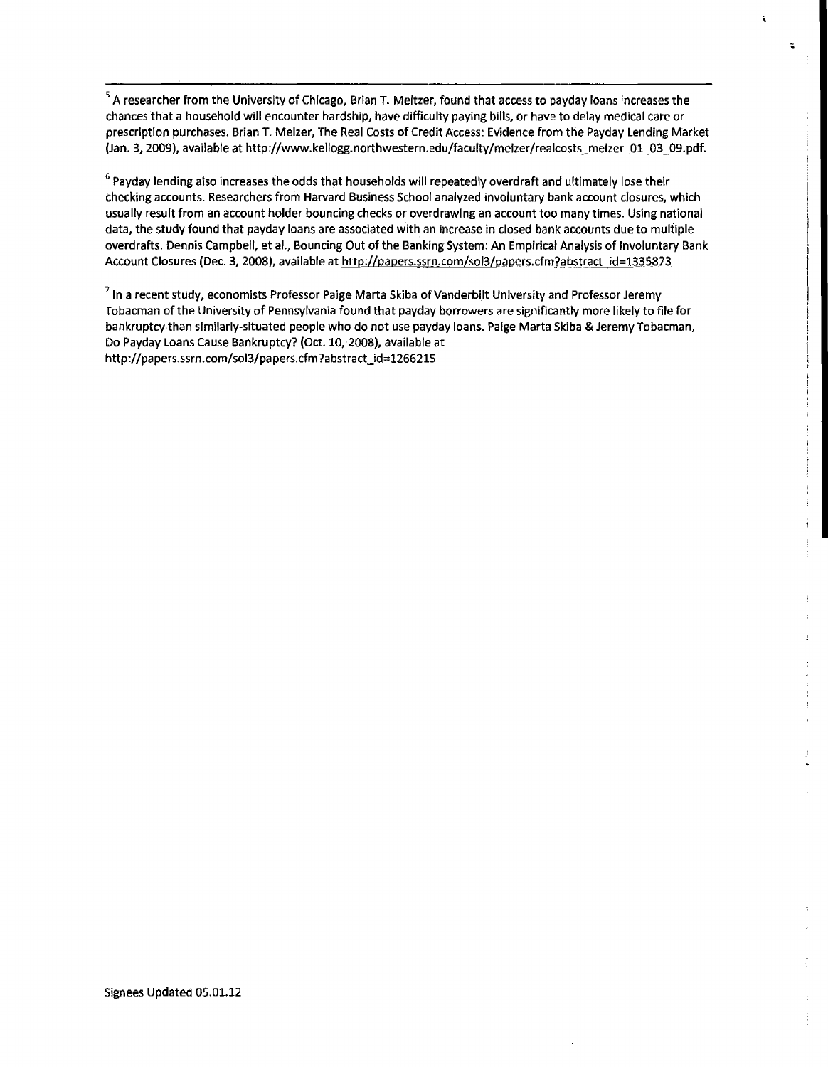[5] A researcher from the University of Chicago, Brian T. Meltzer, found that access to payday loans increases the chances that a household will encounter hardship, have difficulty paying bills, or have to delay medical care or prescription purchases. Brian T. Melzer, The Real Costs of Credit Access: Evidence from the Payday Lending Market (Jan. 3, 2009), available at http://www.kellogg.northwestern.edu/faculty/melzer/realcosts_melzer_01_03_09.pdf.

[6] Payday lending also increases the odds that households will repeatedly overdraft and ultimately lose their checking accounts. Researchers from Harvard Business School analyzed involuntary bank account closures, which usually result from an account holder bouncing checks or overdrawing an account too many times. Using national data, the study found that payday loans are associated with an increase in closed bank accounts due to multiple overdrafts. Dennis Campbell, et al., Bouncing Out of the Banking System: An Empirical Analysis of Involuntary Bank Account Closures (Dec. 3, 2008), available at http://papers.ssrn.com/sol3/papers.cfm?abstract_id=1335873

[7] In a recent study, economists Professor Paige Marta Skiba of Vanderbilt University and Professor Jeremy Tobacman of the University of Pennsylvania found that payday borrowers are significantly more likely to file for bankruptcy than similarly-situated people who do not use payday loans. Paige Marta Skiba & Jeremy Tobacman, Do Payday Loans Cause Bankruptcy? (Oct. 10, 2008), available at http://papers.ssrn.com/sol3/papers.cfm?abstract_id=1266215

Signees Updated 05.01.12